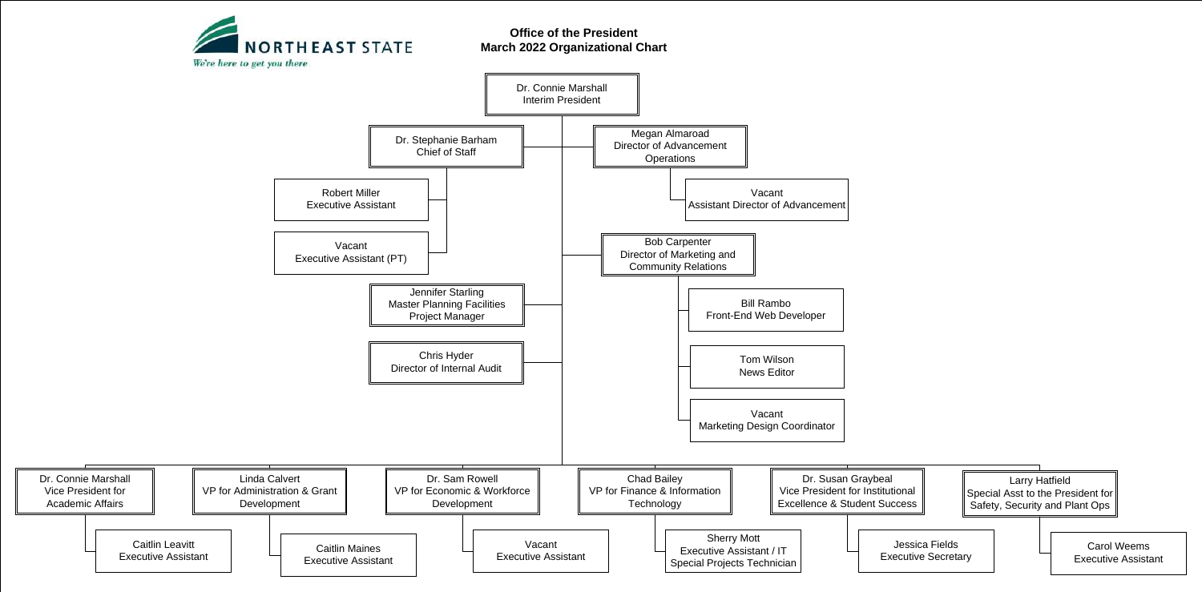NORTHEAST STATE

*We're here to get you there*

# Office of the President
## March 2022 Organizational Chart

**Dr. Connie Marshall**
Interim President

- **Dr. Stephanie Barham** – Chief of Staff
  - Robert Miller – Executive Assistant
  - Vacant – Executive Assistant (PT)
- **Megan Almaroad** – Director of Advancement Operations
  - Vacant – Assistant Director of Advancement
- **Bob Carpenter** – Director of Marketing and Community Relations
  - Bill Rambo – Front-End Web Developer
  - Tom Wilson – News Editor
  - Vacant – Marketing Design Coordinator
- **Jennifer Starling** – Master Planning Facilities Project Manager
- **Chris Hyder** – Director of Internal Audit
- **Dr. Connie Marshall** – Vice President for Academic Affairs
  - Caitlin Leavitt – Executive Assistant
- **Linda Calvert** – VP for Administration & Grant Development
  - Caitlin Maines – Executive Assistant
- **Dr. Sam Rowell** – VP for Economic & Workforce Development
  - Vacant – Executive Assistant
- **Chad Bailey** – VP for Finance & Information Technology
  - Sherry Mott – Executive Assistant / IT Special Projects Technician
- **Dr. Susan Graybeal** – Vice President for Institutional Excellence & Student Success
  - Jessica Fields – Executive Secretary
- **Larry Hatfield** – Special Asst to the President for Safety, Security and Plant Ops
  - Carol Weems – Executive Assistant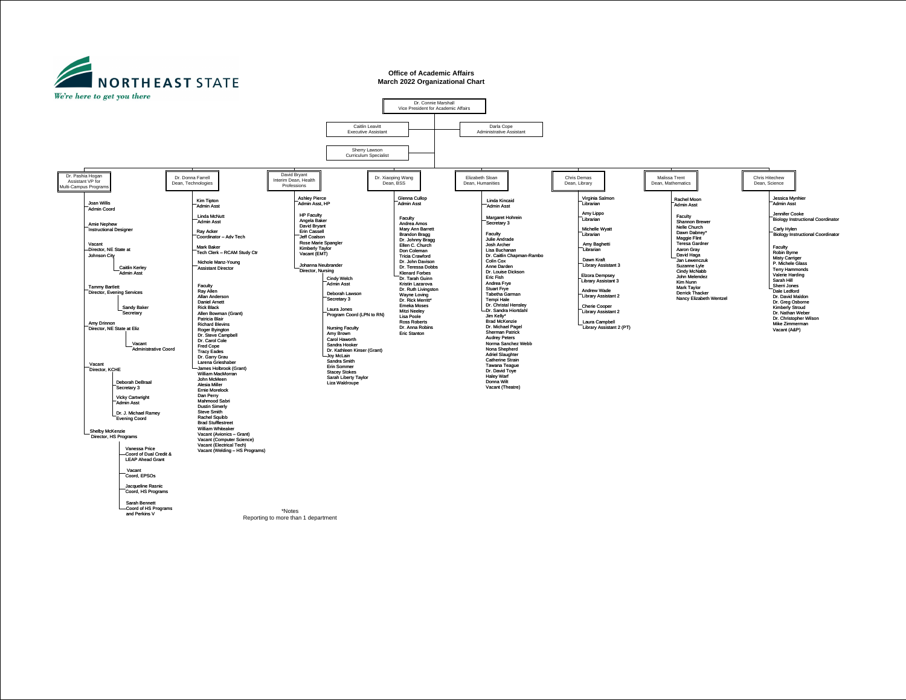NORTHEAST STATE

*We're here to get you there*

# Office of Academic Affairs
## March 2022 Organizational Chart

**Dr. Connie Marshall**
Vice President for Academic Affairs

- Caitlin Leavitt – Executive Assistant
- Darla Cope – Administrative Assistant
- Sherry Lawson – Curriculum Specialist

---

### Dr. Pashia Hogan – Assistant VP for Multi-Campus Programs

- Joan Willis – Admin Coord
- Amie Nephew – Instructional Designer
- Vacant – Director, NE State at Johnson City
  - Caitlin Kerley – Admin Asst
- Tammy Bartlett – Director, Evening Services
  - Sandy Baker – Secretary
- Amy Drinnon – Director, NE State at Eliz
  - Vacant – Administrative Coord
- Vacant – Director, KCHE
  - Deborah DeBraal – Secretary 3
  - Vicky Cartwright – Admin Asst
  - Dr. J. Michael Ramey – Evening Coord
- Shelby McKenzie – Director, HS Programs
  - Vanessa Price – Coord of Dual Credit & LEAP Ahead Grant
  - Vacant – Coord, EPSOs
  - Jacqueline Rasnic – Coord, HS Programs
  - Sarah Bennett – Coord of HS Programs and Perkins V

### Dr. Donna Farrell – Dean, Technologies

- Kim Tipton – Admin Asst
- Linda McNutt – Admin Asst
- Ray Acker – Coordinator – Adv Tech
- Mark Baker – Tech Clerk – RCAM Study Ctr
- Nichole Manz-Young – Assistant Director
- Faculty
  - Ray Allen
  - Allan Anderson
  - Daniel Arnett
  - Rick Black
  - Allen Bowman (Grant)
  - Patricia Blair
  - Richard Blevins
  - Roger Byington
  - Dr. Steve Campbell
  - Dr. Carol Cole
  - Fred Cope
  - Tracy Eades
  - Dr. Garry Grau
  - Larena Grieshaber
  - James Holbrook (Grant)
  - William MacMorran
  - John McMeen
  - Alesia Miller
  - Ernie Morelock
  - Dan Perry
  - Mahmood Sabri
  - Dustin Simerly
  - Steve Smith
  - Rachel Squibb
  - Brad Stufflestreet
  - William Whiteaker
  - Vacant (Avionics – Grant)
  - Vacant (Computer Science)
  - Vacant (Electrical Tech)
  - Vacant (Welding – HS Programs)

### David Bryant – Interim Dean, Health Professions

- Ashley Pierce – Admin Asst, HP
- HP Faculty
  - Angela Baker
  - David Bryant
  - Erin Cassell
  - Jeff Coalson
  - Rose Marie Spangler
  - Kimberly Taylor
  - Vacant (EMT)
- Johanna Neubrander – Director, Nursing
  - Cindy Welch – Admin Asst
  - Deborah Lawson – Secretary 3
  - Laura Jones – Program Coord (LPN to RN)
  - Nursing Faculty
    - Amy Brown
    - Carol Haworth
    - Sandra Hooker
    - Dr. Kathleen Kinser (Grant)
    - Joy McLain
    - Sandra Smith
    - Erin Sommer
    - Stacey Stokes
    - Sarah Liberty Taylor
    - Liza Waldroupe

### Dr. Xiaoping Wang – Dean, BSS

- Glenna Cullop – Admin Asst
- Faculty
  - Andrea Amos
  - Mary Ann Barrett
  - Brandon Bragg
  - Dr. Johnny Bragg
  - Ellen C. Church
  - Don Coleman
  - Tricia Crawford
  - Dr. John Davison
  - Dr. Teressa Dobbs
  - Klenard Forbes
  - Dr. Tarah Guinn
  - Kristin Lazarova
  - Dr. Ruth Livingston
  - Wayne Loving
  - Dr. Rick Merritt*
  - Emeka Moses
  - Mitzi Neeley
  - Lisa Poole
  - Ross Roberts
  - Dr. Anna Robins
  - Eric Stanton

### Elizabeth Sloan – Dean, Humanities

- Linda Kincaid – Admin Asst
- Margaret Hohrein – Secretary 3
- Faculty
  - Julie Andrade
  - Josh Archer
  - Lisa Buchanan
  - Dr. Caitlin Chapman-Rambo
  - Colin Cox
  - Anne Darden
  - Dr. Louise Dickson
  - Eric Fish
  - Andrea Frye
  - Stuart Frye
  - Tabetha Garman
  - Tempi Hale
  - Dr. Christal Hensley
  - Dr. Sandra Hiortdahl
  - Jim Kelly*
  - Brad McKenzie
  - Dr. Michael Pagel
  - Sherman Patrick
  - Audrey Peters
  - Norma Sanchez Webb
  - Nona Shepherd
  - Adriel Slaughter
  - Catherine Strain
  - Tawana Teague
  - Dr. David Toye
  - Haley Warf
  - Donna Wilt
  - Vacant (Theatre)

### Chris Demas – Dean, Library

- Virginia Salmon – Librarian
- Amy Lippo – Librarian
- Michelle Wyatt – Librarian
- Amy Baghetti – Librarian
- Dawn Kraft – Library Assistant 3
- Elzora Dempsey – Library Assistant 3
- Andrew Wade – Library Assistant 2
- Cherie Cooper – Library Assistant 2
- Laura Campbell – Library Assistant 2 (PT)

### Malissa Trent – Dean, Mathematics

- Rachel Moon – Admin Asst
- Faculty
  - Shannon Brewer
  - Nelle Church
  - Dawn Dabney*
  - Maggie Flint
  - Teresa Gardner
  - Aaron Gray
  - David Haga
  - Jan Lewenczuk
  - Suzanne Lyle
  - Cindy McNabb
  - John Melendez
  - Kim Nunn
  - Mark Taylor
  - Derrick Thacker
  - Nancy Elizabeth Wentzel

### Chris Hitechew – Dean, Science

- Jessica Mynhier – Admin Asst
- Jennifer Cooke – Biology Instructional Coordinator
- Carly Hylen – Biology Instructional Coordinator
- Faculty
  - Robin Byrne
  - Misty Carriger
  - P. Michele Glass
  - Terry Hammonds
  - Valerie Harding
  - Sarah Hill
  - Sherri Jones
  - Dale Ledford
  - Dr. David Maldon
  - Dr. Greg Osborne
  - Kimberly Stroud
  - Dr. Nathan Weber
  - Dr. Christopher Wilson
  - Mike Zimmerman
  - Vacant (A&P)

---

*Notes
Reporting to more than 1 department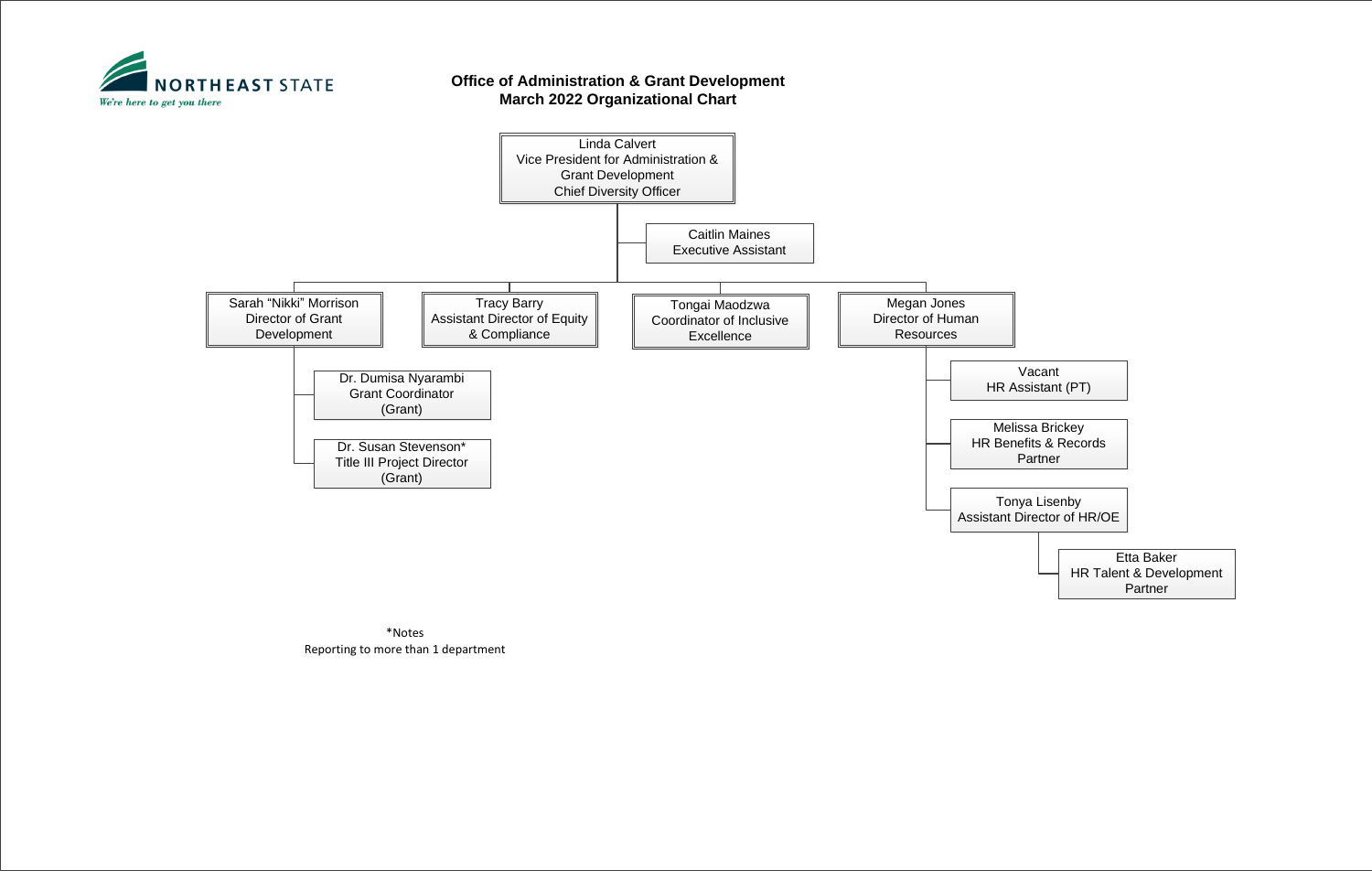NORTHEAST STATE
*We're here to get you there*

# Office of Administration & Grant Development
## March 2022 Organizational Chart

- **Linda Calvert** – Vice President for Administration & Grant Development, Chief Diversity Officer
  - Caitlin Maines – Executive Assistant
  - Sarah "Nikki" Morrison – Director of Grant Development
    - Dr. Dumisa Nyarambi – Grant Coordinator (Grant)
    - Dr. Susan Stevenson* – Title III Project Director (Grant)
  - Tracy Barry – Assistant Director of Equity & Compliance
  - Tongai Maodzwa – Coordinator of Inclusive Excellence
  - Megan Jones – Director of Human Resources
    - Vacant – HR Assistant (PT)
    - Melissa Brickey – HR Benefits & Records Partner
    - Tonya Lisenby – Assistant Director of HR/OE
      - Etta Baker – HR Talent & Development Partner

*Notes
Reporting to more than 1 department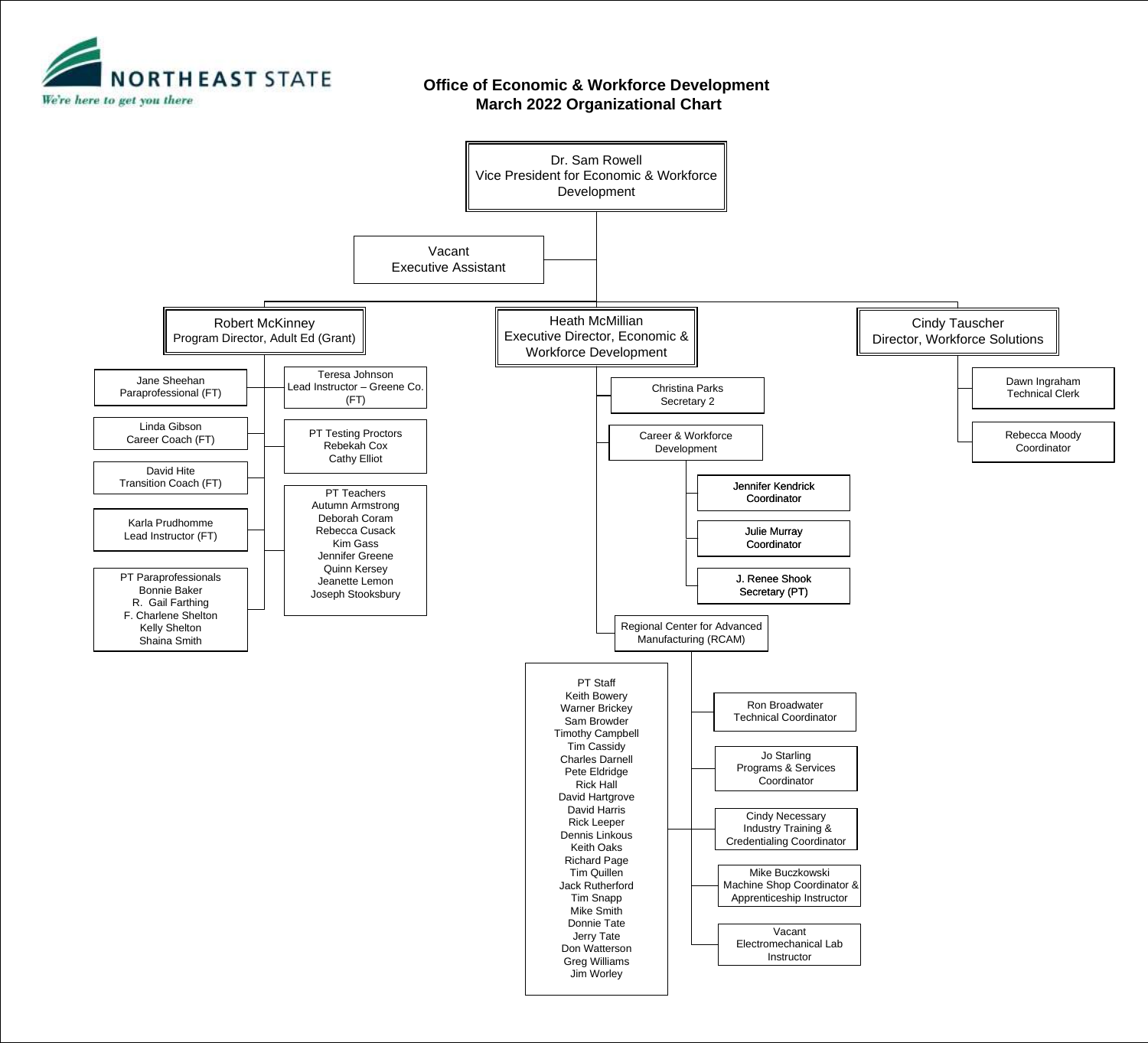NORTHEAST STATE

*We're here to get you there*

# Office of Economic & Workforce Development
# March 2022 Organizational Chart

**Dr. Sam Rowell**
Vice President for Economic & Workforce Development

- Vacant
  Executive Assistant

## Robert McKinney
Program Director, Adult Ed (Grant)

- Jane Sheehan
  Paraprofessional (FT)
- Linda Gibson
  Career Coach (FT)
- David Hite
  Transition Coach (FT)
- Karla Prudhomme
  Lead Instructor (FT)
- PT Paraprofessionals
  - Bonnie Baker
  - R. Gail Farthing
  - F. Charlene Shelton
  - Kelly Shelton
  - Shaina Smith
- Teresa Johnson
  Lead Instructor – Greene Co. (FT)
- PT Testing Proctors
  - Rebekah Cox
  - Cathy Elliot
- PT Teachers
  - Autumn Armstrong
  - Deborah Coram
  - Rebecca Cusack
  - Kim Gass
  - Jennifer Greene
  - Quinn Kersey
  - Jeanette Lemon
  - Joseph Stooksbury

## Heath McMillian
Executive Director, Economic & Workforce Development

- Christina Parks
  Secretary 2
- Career & Workforce Development
  - Jennifer Kendrick
    Coordinator
  - Julie Murray
    Coordinator
  - J. Renee Shook
    Secretary (PT)
- Regional Center for Advanced Manufacturing (RCAM)
  - Ron Broadwater
    Technical Coordinator
  - Jo Starling
    Programs & Services Coordinator
  - Cindy Necessary
    Industry Training & Credentialing Coordinator
  - Mike Buczkowski
    Machine Shop Coordinator & Apprenticeship Instructor
  - Vacant
    Electromechanical Lab Instructor
  - PT Staff
    - Keith Bowery
    - Warner Brickey
    - Sam Browder
    - Timothy Campbell
    - Tim Cassidy
    - Charles Darnell
    - Pete Eldridge
    - Rick Hall
    - David Hartgrove
    - David Harris
    - Rick Leeper
    - Dennis Linkous
    - Keith Oaks
    - Richard Page
    - Tim Quillen
    - Jack Rutherford
    - Tim Snapp
    - Mike Smith
    - Donnie Tate
    - Jerry Tate
    - Don Watterson
    - Greg Williams
    - Jim Worley

## Cindy Tauscher
Director, Workforce Solutions

- Dawn Ingraham
  Technical Clerk
- Rebecca Moody
  Coordinator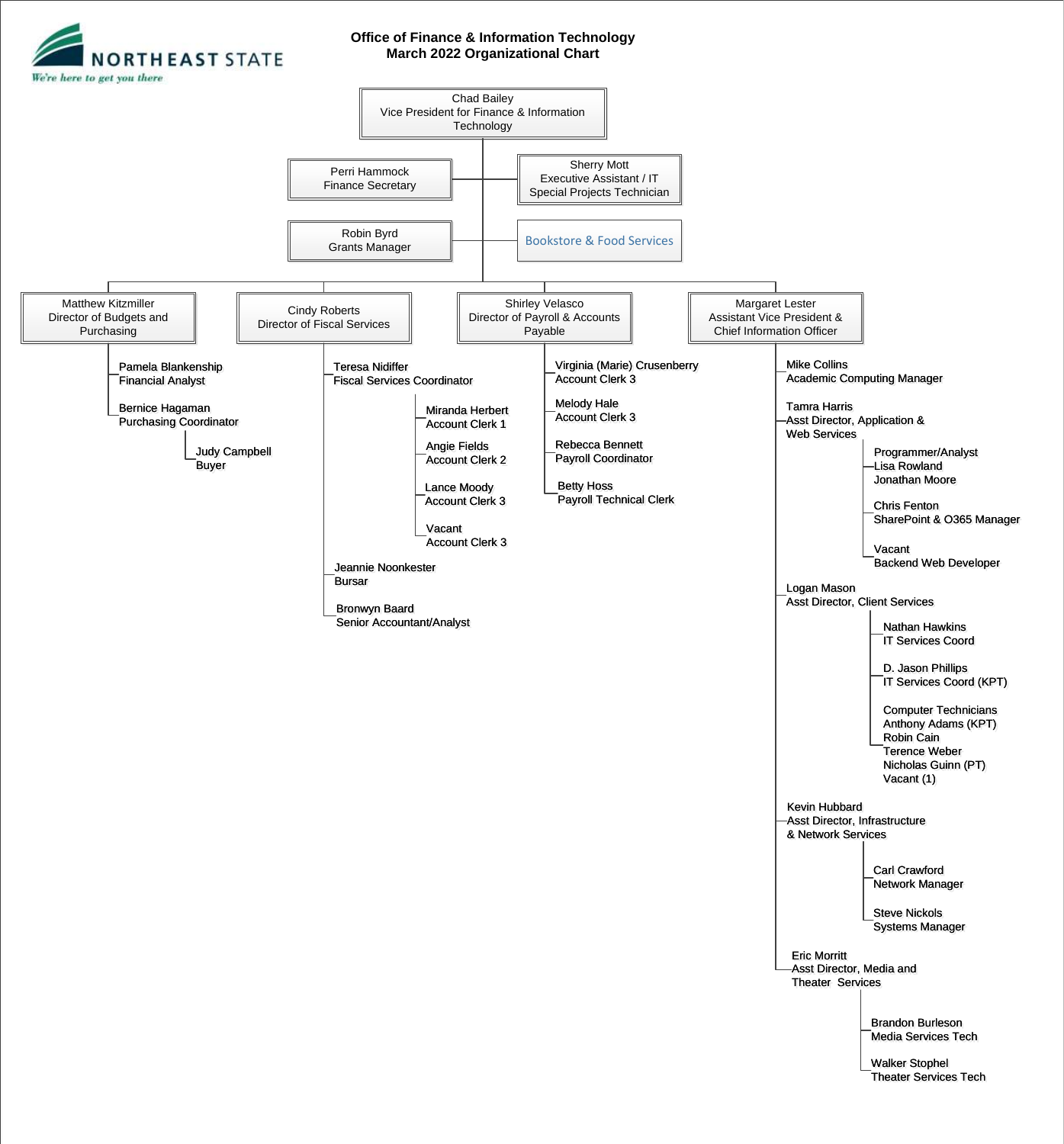NORTHEAST STATE

*We're here to get you there*

# Office of Finance & Information Technology
## March 2022 Organizational Chart

**Chad Bailey**
Vice President for Finance & Information Technology

- Perri Hammock — Finance Secretary
- Sherry Mott — Executive Assistant / IT Special Projects Technician
- Robin Byrd — Grants Manager
- Bookstore & Food Services

### Matthew Kitzmiller — Director of Budgets and Purchasing
- Pamela Blankenship — Financial Analyst
- Bernice Hagaman — Purchasing Coordinator
  - Judy Campbell — Buyer

### Cindy Roberts — Director of Fiscal Services
- Teresa Nidiffer — Fiscal Services Coordinator
  - Miranda Herbert — Account Clerk 1
  - Angie Fields — Account Clerk 2
  - Lance Moody — Account Clerk 3
  - Vacant — Account Clerk 3
- Jeannie Noonkester — Bursar
- Bronwyn Baard — Senior Accountant/Analyst

### Shirley Velasco — Director of Payroll & Accounts Payable
- Virginia (Marie) Crusenberry — Account Clerk 3
- Melody Hale — Account Clerk 3
- Rebecca Bennett — Payroll Coordinator
- Betty Hoss — Payroll Technical Clerk

### Margaret Lester — Assistant Vice President & Chief Information Officer
- Mike Collins — Academic Computing Manager
- Tamra Harris — Asst Director, Application & Web Services
  - Programmer/Analyst: Lisa Rowland, Jonathan Moore
  - Chris Fenton — SharePoint & O365 Manager
  - Vacant — Backend Web Developer
- Logan Mason — Asst Director, Client Services
  - Nathan Hawkins — IT Services Coord
  - D. Jason Phillips — IT Services Coord (KPT)
  - Computer Technicians: Anthony Adams (KPT), Robin Cain, Terence Weber, Nicholas Guinn (PT), Vacant (1)
- Kevin Hubbard — Asst Director, Infrastructure & Network Services
  - Carl Crawford — Network Manager
  - Steve Nickols — Systems Manager
- Eric Morritt — Asst Director, Media and Theater Services
  - Brandon Burleson — Media Services Tech
  - Walker Stophel — Theater Services Tech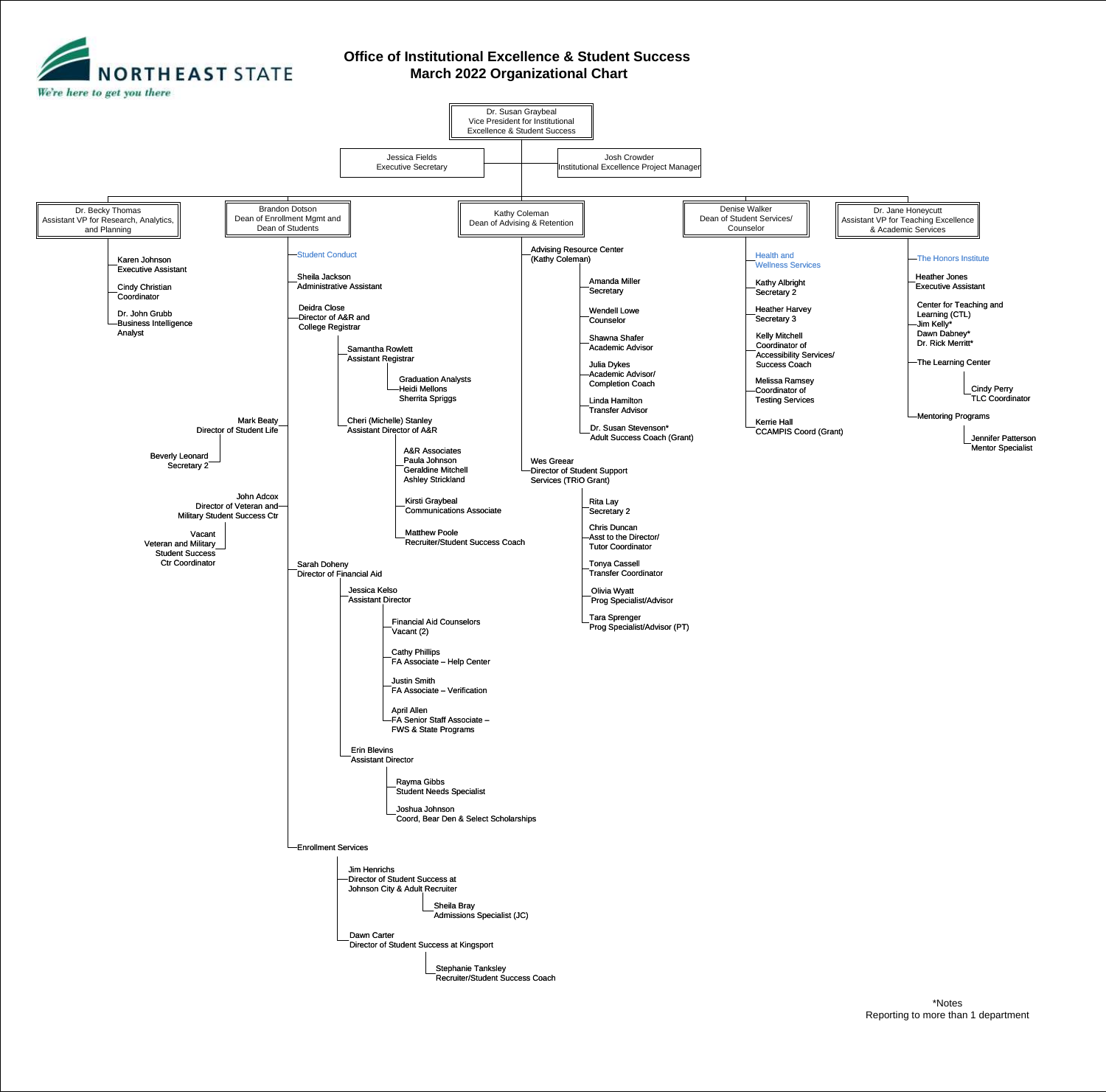NORTHEAST STATE

*We're here to get you there*

# Office of Institutional Excellence & Student Success
## March 2022 Organizational Chart

**Dr. Susan Graybeal**
Vice President for Institutional Excellence & Student Success

- Jessica Fields – Executive Secretary
- Josh Crowder – Institutional Excellence Project Manager

### Dr. Becky Thomas – Assistant VP for Research, Analytics, and Planning

- Karen Johnson – Executive Assistant
- Cindy Christian – Coordinator
- Dr. John Grubb – Business Intelligence Analyst

### Brandon Dotson – Dean of Enrollment Mgmt and Dean of Students

- Student Conduct
- Sheila Jackson – Administrative Assistant
- Deidra Close – Director of A&R and College Registrar
  - Samantha Rowlett – Assistant Registrar
    - Graduation Analysts: Heidi Mellons, Sherrita Spriggs
  - Cheri (Michelle) Stanley – Assistant Director of A&R
    - A&R Associates: Paula Johnson, Geraldine Mitchell, Ashley Strickland
    - Kirsti Graybeal – Communications Associate
    - Matthew Poole – Recruiter/Student Success Coach
- Mark Beaty – Director of Student Life
  - Beverly Leonard – Secretary 2
- John Adcox – Director of Veteran and Military Student Success Ctr
  - Vacant – Veteran and Military Student Success Ctr Coordinator
- Sarah Doheny – Director of Financial Aid
  - Jessica Kelso – Assistant Director
    - Financial Aid Counselors – Vacant (2)
    - Cathy Phillips – FA Associate – Help Center
    - Justin Smith – FA Associate – Verification
    - April Allen – FA Senior Staff Associate – FWS & State Programs
  - Erin Blevins – Assistant Director
    - Rayma Gibbs – Student Needs Specialist
    - Joshua Johnson – Coord, Bear Den & Select Scholarships
- Enrollment Services
  - Jim Henrichs – Director of Student Success at Johnson City & Adult Recruiter
    - Sheila Bray – Admissions Specialist (JC)
  - Dawn Carter – Director of Student Success at Kingsport
    - Stephanie Tanksley – Recruiter/Student Success Coach

### Kathy Coleman – Dean of Advising & Retention

- Advising Resource Center (Kathy Coleman)
  - Amanda Miller – Secretary
  - Wendell Lowe – Counselor
  - Shawna Shafer – Academic Advisor
  - Julia Dykes – Academic Advisor/ Completion Coach
  - Linda Hamilton – Transfer Advisor
  - Dr. Susan Stevenson* – Adult Success Coach (Grant)
- Wes Greear – Director of Student Support Services (TRiO Grant)
  - Rita Lay – Secretary 2
  - Chris Duncan – Asst to the Director/ Tutor Coordinator
  - Tonya Cassell – Transfer Coordinator
  - Olivia Wyatt – Prog Specialist/Advisor
  - Tara Sprenger – Prog Specialist/Advisor (PT)

### Denise Walker – Dean of Student Services/ Counselor

- Health and Wellness Services
- Kathy Albright – Secretary 2
- Heather Harvey – Secretary 3
- Kelly Mitchell – Coordinator of Accessibility Services/ Success Coach
- Melissa Ramsey – Coordinator of Testing Services
- Kerrie Hall – CCAMPIS Coord (Grant)

### Dr. Jane Honeycutt – Assistant VP for Teaching Excellence & Academic Services

- The Honors Institute
- Heather Jones – Executive Assistant
- Center for Teaching and Learning (CTL)
  - Jim Kelly*
  - Dawn Dabney*
  - Dr. Rick Merritt*
- The Learning Center
  - Cindy Perry – TLC Coordinator
- Mentoring Programs
  - Jennifer Patterson – Mentor Specialist

*Notes
Reporting to more than 1 department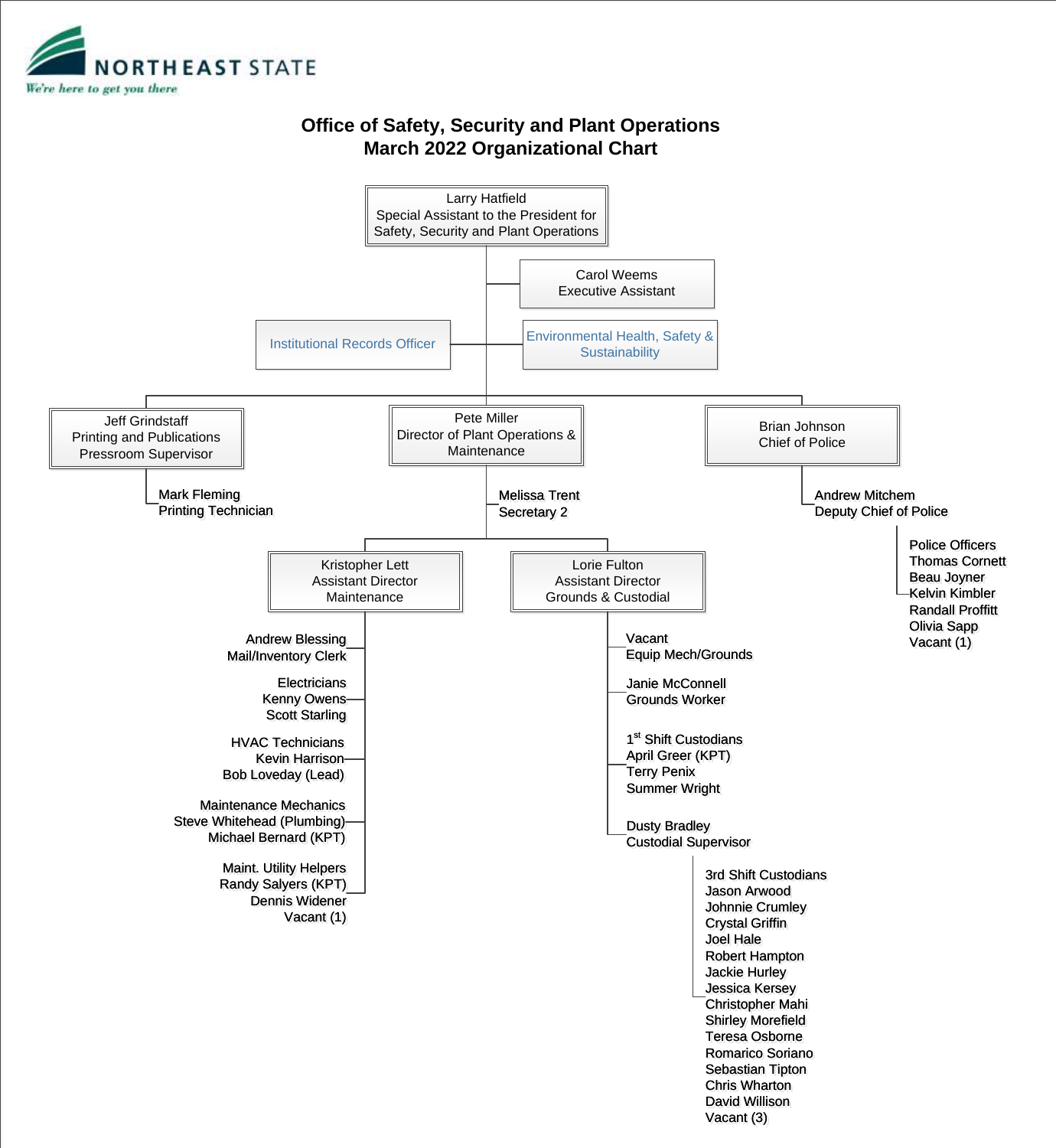NORTHEAST STATE

We're here to get you there

# Office of Safety, Security and Plant Operations
# March 2022 Organizational Chart

Larry Hatfield
Special Assistant to the President for Safety, Security and Plant Operations

Carol Weems
Executive Assistant

Institutional Records Officer

Environmental Health, Safety & Sustainability

Jeff Grindstaff
Printing and Publications Pressroom Supervisor

- Mark Fleming
  Printing Technician

Pete Miller
Director of Plant Operations & Maintenance

- Melissa Trent
  Secretary 2

Brian Johnson
Chief of Police

- Andrew Mitchem
  Deputy Chief of Police

- Police Officers
  Thomas Cornett
  Beau Joyner
  Kelvin Kimbler
  Randall Proffitt
  Olivia Sapp
  Vacant (1)

Kristopher Lett
Assistant Director
Maintenance

- Andrew Blessing
  Mail/Inventory Clerk
- Electricians
  Kenny Owens
  Scott Starling
- HVAC Technicians
  Kevin Harrison
  Bob Loveday (Lead)
- Maintenance Mechanics
  Steve Whitehead (Plumbing)
  Michael Bernard (KPT)
- Maint. Utility Helpers
  Randy Salyers (KPT)
  Dennis Widener
  Vacant (1)

Lorie Fulton
Assistant Director
Grounds & Custodial

- Vacant
  Equip Mech/Grounds
- Janie McConnell
  Grounds Worker
- 1st Shift Custodians
  April Greer (KPT)
  Terry Penix
  Summer Wright
- Dusty Bradley
  Custodial Supervisor
  - 3rd Shift Custodians
    Jason Arwood
    Johnnie Crumley
    Crystal Griffin
    Joel Hale
    Robert Hampton
    Jackie Hurley
    Jessica Kersey
    Christopher Mahi
    Shirley Morefield
    Teresa Osborne
    Romarico Soriano
    Sebastian Tipton
    Chris Wharton
    David Willison
    Vacant (3)